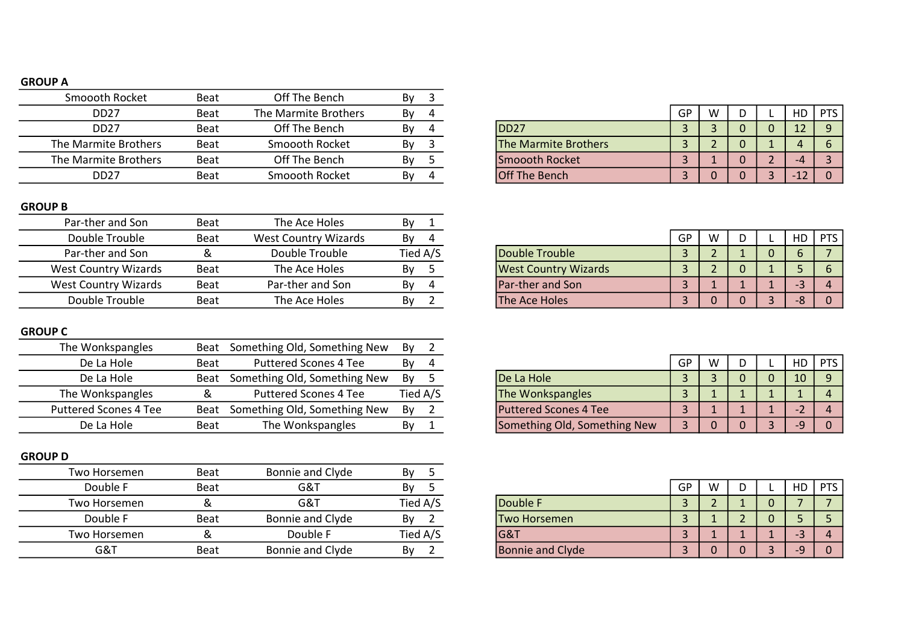## GROUP A

| | | | | |
|---|---|---|---|---|
| Smoooth Rocket | Beat | Off The Bench | By | 3 |
| DD27 | Beat | The Marmite Brothers | By | 4 |
| DD27 | Beat | Off The Bench | By | 4 |
| The Marmite Brothers | Beat | Smoooth Rocket | By | 3 |
| The Marmite Brothers | Beat | Off The Bench | By | 5 |
| DD27 | Beat | Smoooth Rocket | By | 4 |

| | GP | W | D | L | HD | PTS |
|---|---|---|---|---|---|---|
| DD27 | 3 | 3 | 0 | 0 | 12 | 9 |
| The Marmite Brothers | 3 | 2 | 0 | 1 | 4 | 6 |
| Smoooth Rocket | 3 | 1 | 0 | 2 | -4 | 3 |
| Off The Bench | 3 | 0 | 0 | 3 | -12 | 0 |

## GROUP B

| | | | | |
|---|---|---|---|---|
| Par-ther and Son | Beat | The Ace Holes | By | 1 |
| Double Trouble | Beat | West Country Wizards | By | 4 |
| Par-ther and Son | & | Double Trouble | Tied A/S | |
| West Country Wizards | Beat | The Ace Holes | By | 5 |
| West Country Wizards | Beat | Par-ther and Son | By | 4 |
| Double Trouble | Beat | The Ace Holes | By | 2 |

| | GP | W | D | L | HD | PTS |
|---|---|---|---|---|---|---|
| Double Trouble | 3 | 2 | 1 | 0 | 6 | 7 |
| West Country Wizards | 3 | 2 | 0 | 1 | 5 | 6 |
| Par-ther and Son | 3 | 1 | 1 | 1 | -3 | 4 |
| The Ace Holes | 3 | 0 | 0 | 3 | -8 | 0 |

## GROUP C

| | | | | |
|---|---|---|---|---|
| The Wonkspangles | Beat | Something Old, Something New | By | 2 |
| De La Hole | Beat | Puttered Scones 4 Tee | By | 4 |
| De La Hole | Beat | Something Old, Something New | By | 5 |
| The Wonkspangles | & | Puttered Scones 4 Tee | Tied A/S | |
| Puttered Scones 4 Tee | Beat | Something Old, Something New | By | 2 |
| De La Hole | Beat | The Wonkspangles | By | 1 |

| | GP | W | D | L | HD | PTS |
|---|---|---|---|---|---|---|
| De La Hole | 3 | 3 | 0 | 0 | 10 | 9 |
| The Wonkspangles | 3 | 1 | 1 | 1 | 1 | 4 |
| Puttered Scones 4 Tee | 3 | 1 | 1 | 1 | -2 | 4 |
| Something Old, Something New | 3 | 0 | 0 | 3 | -9 | 0 |

## GROUP D

| | | | | |
|---|---|---|---|---|
| Two Horsemen | Beat | Bonnie and Clyde | By | 5 |
| Double F | Beat | G&T | By | 5 |
| Two Horsemen | & | G&T | Tied A/S | |
| Double F | Beat | Bonnie and Clyde | By | 2 |
| Two Horsemen | & | Double F | Tied A/S | |
| G&T | Beat | Bonnie and Clyde | By | 2 |

| | GP | W | D | L | HD | PTS |
|---|---|---|---|---|---|---|
| Double F | 3 | 2 | 1 | 0 | 7 | 7 |
| Two Horsemen | 3 | 1 | 2 | 0 | 5 | 5 |
| G&T | 3 | 1 | 1 | 1 | -3 | 4 |
| Bonnie and Clyde | 3 | 0 | 0 | 3 | -9 | 0 |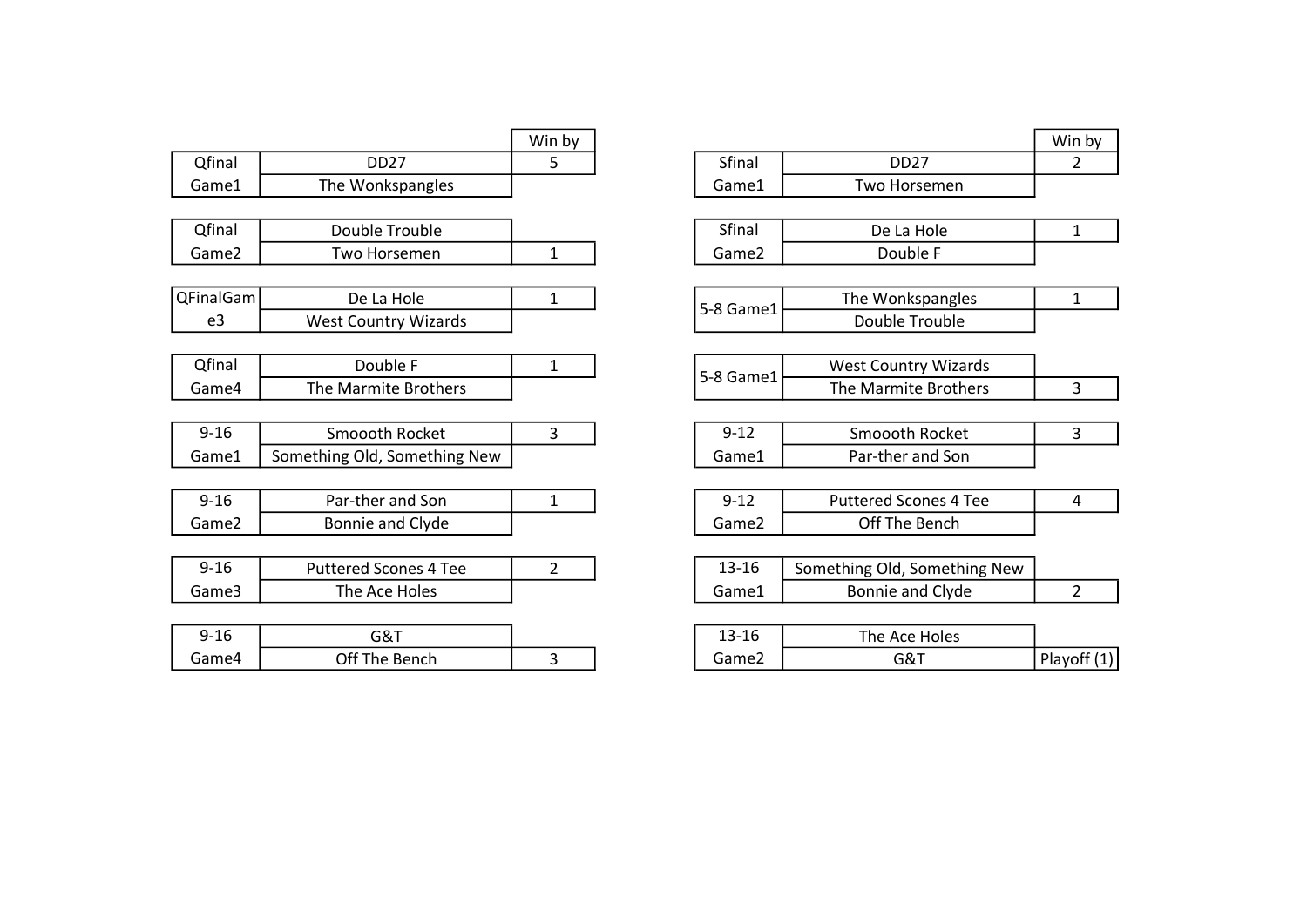| Round | Team | Win by |
|---|---|---|
| Qfinal Game1 | DD27 | 5 |
| | The Wonkspangles | |
| Qfinal Game2 | Double Trouble | |
| | Two Horsemen | 1 |
| QFinalGame3 | De La Hole | 1 |
| | West Country Wizards | |
| Qfinal Game4 | Double F | 1 |
| | The Marmite Brothers | |
| 9-16 Game1 | Smoooth Rocket | 3 |
| | Something Old, Something New | |
| 9-16 Game2 | Par-ther and Son | 1 |
| | Bonnie and Clyde | |
| 9-16 Game3 | Puttered Scones 4 Tee | 2 |
| | The Ace Holes | |
| 9-16 Game4 | G&T | |
| | Off The Bench | 3 |

| Round | Team | Win by |
|---|---|---|
| Sfinal Game1 | DD27 | 2 |
| | Two Horsemen | |
| Sfinal Game2 | De La Hole | 1 |
| | Double F | |
| 5-8 Game1 | The Wonkspangles | 1 |
| | Double Trouble | |
| 5-8 Game1 | West Country Wizards | |
| | The Marmite Brothers | 3 |
| 9-12 Game1 | Smoooth Rocket | 3 |
| | Par-ther and Son | |
| 9-12 Game2 | Puttered Scones 4 Tee | 4 |
| | Off The Bench | |
| 13-16 Game1 | Something Old, Something New | |
| | Bonnie and Clyde | 2 |
| 13-16 Game2 | The Ace Holes | |
| | G&T | Playoff (1) |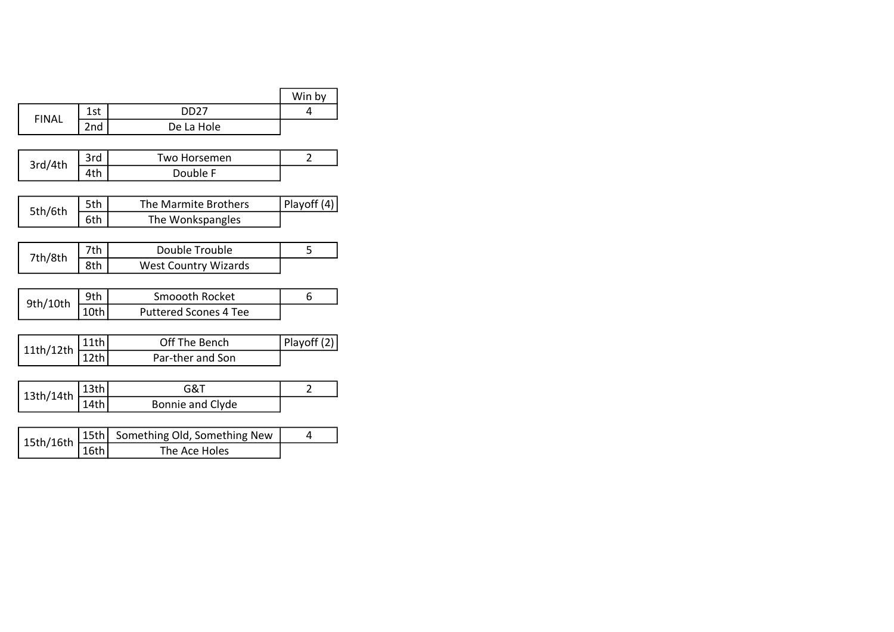| | | | Win by |
|---|---|---|---|
| FINAL | 1st | DD27 | 4 |
| | 2nd | De La Hole | |
| 3rd/4th | 3rd | Two Horsemen | 2 |
| | 4th | Double F | |
| 5th/6th | 5th | The Marmite Brothers | Playoff (4) |
| | 6th | The Wonkspangles | |
| 7th/8th | 7th | Double Trouble | 5 |
| | 8th | West Country Wizards | |
| 9th/10th | 9th | Smoooth Rocket | 6 |
| | 10th | Puttered Scones 4 Tee | |
| 11th/12th | 11th | Off The Bench | Playoff (2) |
| | 12th | Par-ther and Son | |
| 13th/14th | 13th | G&T | 2 |
| | 14th | Bonnie and Clyde | |
| 15th/16th | 15th | Something Old, Something New | 4 |
| | 16th | The Ace Holes | |